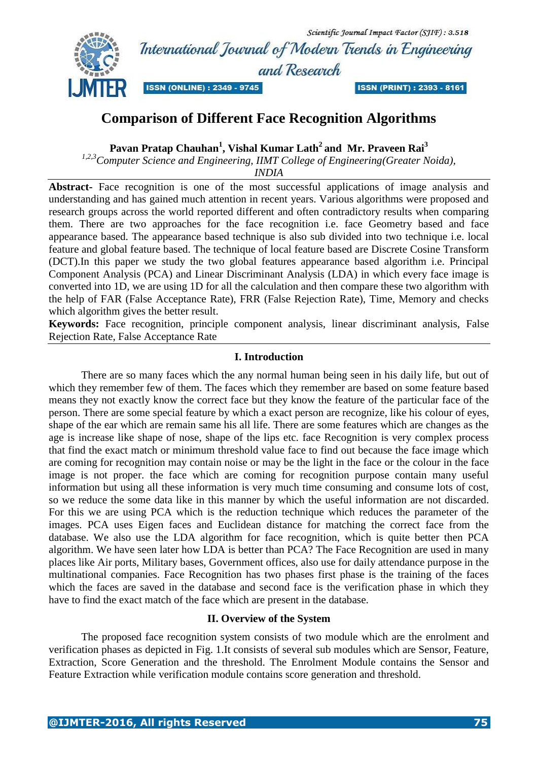# Comparison of Different Face Recognition Algorithms

**Pavan Pratap Chauhan[1], Vishal Kumar Lath[2] and Mr. Praveen Rai[3]**

*[1,2,3]Computer Science and Engineering, IIMT College of Engineering(Greater Noida), INDIA*

**Abstract-** Face recognition is one of the most successful applications of image analysis and understanding and has gained much attention in recent years. Various algorithms were proposed and research groups across the world reported different and often contradictory results when comparing them. There are two approaches for the face recognition i.e. face Geometry based and face appearance based. The appearance based technique is also sub divided into two technique i.e. local feature and global feature based. The technique of local feature based are Discrete Cosine Transform (DCT).In this paper we study the two global features appearance based algorithm i.e. Principal Component Analysis (PCA) and Linear Discriminant Analysis (LDA) in which every face image is converted into 1D, we are using 1D for all the calculation and then compare these two algorithm with the help of FAR (False Acceptance Rate), FRR (False Rejection Rate), Time, Memory and checks which algorithm gives the better result.

**Keywords:** Face recognition, principle component analysis, linear discriminant analysis, False Rejection Rate, False Acceptance Rate

## I. Introduction

There are so many faces which the any normal human being seen in his daily life, but out of which they remember few of them. The faces which they remember are based on some feature based means they not exactly know the correct face but they know the feature of the particular face of the person. There are some special feature by which a exact person are recognize, like his colour of eyes, shape of the ear which are remain same his all life. There are some features which are changes as the age is increase like shape of nose, shape of the lips etc. face Recognition is very complex process that find the exact match or minimum threshold value face to find out because the face image which are coming for recognition may contain noise or may be the light in the face or the colour in the face image is not proper. the face which are coming for recognition purpose contain many useful information but using all these information is very much time consuming and consume lots of cost, so we reduce the some data like in this manner by which the useful information are not discarded. For this we are using PCA which is the reduction technique which reduces the parameter of the images. PCA uses Eigen faces and Euclidean distance for matching the correct face from the database. We also use the LDA algorithm for face recognition, which is quite better then PCA algorithm. We have seen later how LDA is better than PCA? The Face Recognition are used in many places like Air ports, Military bases, Government offices, also use for daily attendance purpose in the multinational companies. Face Recognition has two phases first phase is the training of the faces which the faces are saved in the database and second face is the verification phase in which they have to find the exact match of the face which are present in the database.

## II. Overview of the System

The proposed face recognition system consists of two module which are the enrolment and verification phases as depicted in Fig. 1.It consists of several sub modules which are Sensor, Feature, Extraction, Score Generation and the threshold. The Enrolment Module contains the Sensor and Feature Extraction while verification module contains score generation and threshold.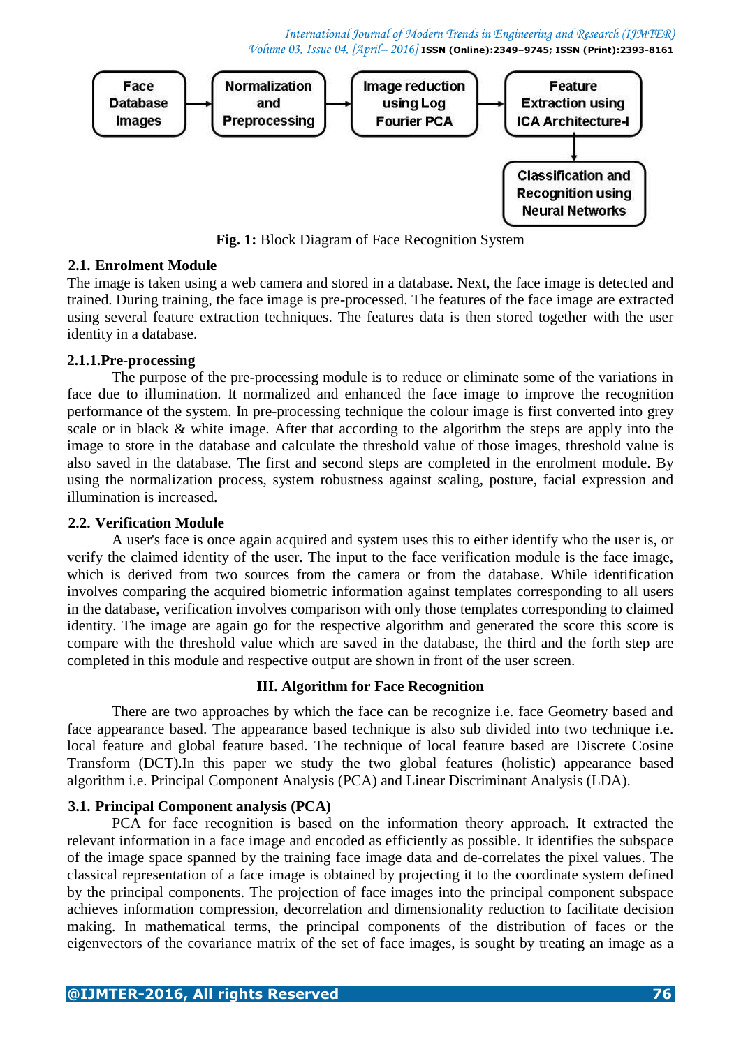Fig. 1: Block Diagram of Face Recognition System

### 2.1. Enrolment Module

The image is taken using a web camera and stored in a database. Next, the face image is detected and trained. During training, the face image is pre-processed. The features of the face image are extracted using several feature extraction techniques. The features data is then stored together with the user identity in a database.

#### 2.1.1.Pre-processing

The purpose of the pre-processing module is to reduce or eliminate some of the variations in face due to illumination. It normalized and enhanced the face image to improve the recognition performance of the system. In pre-processing technique the colour image is first converted into grey scale or in black & white image. After that according to the algorithm the steps are apply into the image to store in the database and calculate the threshold value of those images, threshold value is also saved in the database. The first and second steps are completed in the enrolment module. By using the normalization process, system robustness against scaling, posture, facial expression and illumination is increased.

### 2.2. Verification Module

A user's face is once again acquired and system uses this to either identify who the user is, or verify the claimed identity of the user. The input to the face verification module is the face image, which is derived from two sources from the camera or from the database. While identification involves comparing the acquired biometric information against templates corresponding to all users in the database, verification involves comparison with only those templates corresponding to claimed identity. The image are again go for the respective algorithm and generated the score this score is compare with the threshold value which are saved in the database, the third and the forth step are completed in this module and respective output are shown in front of the user screen.

## III. Algorithm for Face Recognition

There are two approaches by which the face can be recognize i.e. face Geometry based and face appearance based. The appearance based technique is also sub divided into two technique i.e. local feature and global feature based. The technique of local feature based are Discrete Cosine Transform (DCT).In this paper we study the two global features (holistic) appearance based algorithm i.e. Principal Component Analysis (PCA) and Linear Discriminant Analysis (LDA).

### 3.1. Principal Component analysis (PCA)

PCA for face recognition is based on the information theory approach. It extracted the relevant information in a face image and encoded as efficiently as possible. It identifies the subspace of the image space spanned by the training face image data and de-correlates the pixel values. The classical representation of a face image is obtained by projecting it to the coordinate system defined by the principal components. The projection of face images into the principal component subspace achieves information compression, decorrelation and dimensionality reduction to facilitate decision making. In mathematical terms, the principal components of the distribution of faces or the eigenvectors of the covariance matrix of the set of face images, is sought by treating an image as a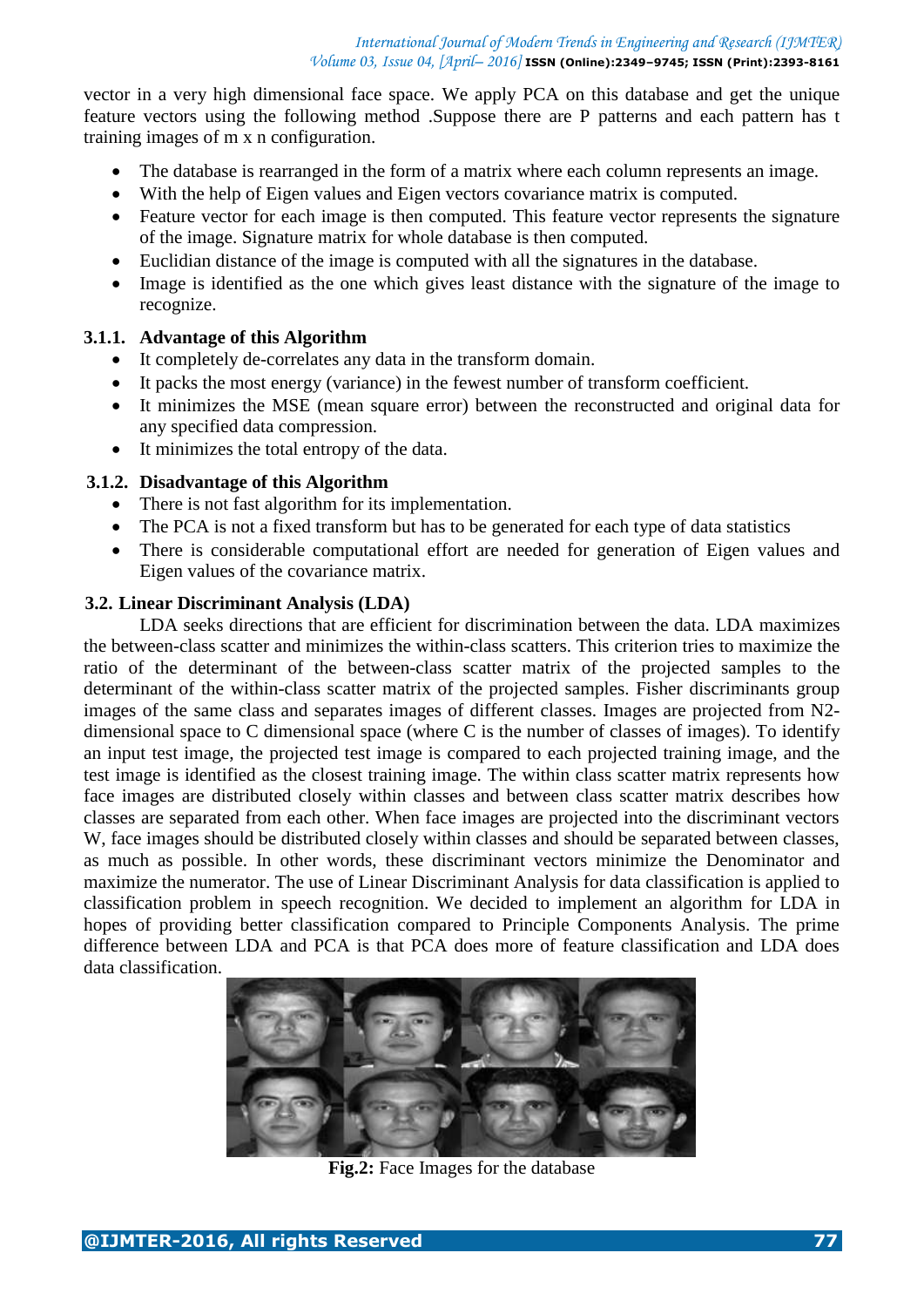vector in a very high dimensional face space. We apply PCA on this database and get the unique feature vectors using the following method .Suppose there are P patterns and each pattern has t training images of m x n configuration.

- The database is rearranged in the form of a matrix where each column represents an image.
- With the help of Eigen values and Eigen vectors covariance matrix is computed.
- Feature vector for each image is then computed. This feature vector represents the signature of the image. Signature matrix for whole database is then computed.
- Euclidian distance of the image is computed with all the signatures in the database.
- Image is identified as the one which gives least distance with the signature of the image to recognize.

### 3.1.1. Advantage of this Algorithm

- It completely de-correlates any data in the transform domain.
- It packs the most energy (variance) in the fewest number of transform coefficient.
- It minimizes the MSE (mean square error) between the reconstructed and original data for any specified data compression.
- It minimizes the total entropy of the data.

### 3.1.2. Disadvantage of this Algorithm

- There is not fast algorithm for its implementation.
- The PCA is not a fixed transform but has to be generated for each type of data statistics
- There is considerable computational effort are needed for generation of Eigen values and Eigen values of the covariance matrix.

## 3.2. Linear Discriminant Analysis (LDA)

LDA seeks directions that are efficient for discrimination between the data. LDA maximizes the between-class scatter and minimizes the within-class scatters. This criterion tries to maximize the ratio of the determinant of the between-class scatter matrix of the projected samples to the determinant of the within-class scatter matrix of the projected samples. Fisher discriminants group images of the same class and separates images of different classes. Images are projected from N2-dimensional space to C dimensional space (where C is the number of classes of images). To identify an input test image, the projected test image is compared to each projected training image, and the test image is identified as the closest training image. The within class scatter matrix represents how face images are distributed closely within classes and between class scatter matrix describes how classes are separated from each other. When face images are projected into the discriminant vectors W, face images should be distributed closely within classes and should be separated between classes, as much as possible. In other words, these discriminant vectors minimize the Denominator and maximize the numerator. The use of Linear Discriminant Analysis for data classification is applied to classification problem in speech recognition. We decided to implement an algorithm for LDA in hopes of providing better classification compared to Principle Components Analysis. The prime difference between LDA and PCA is that PCA does more of feature classification and LDA does data classification.

**Fig.2:** Face Images for the database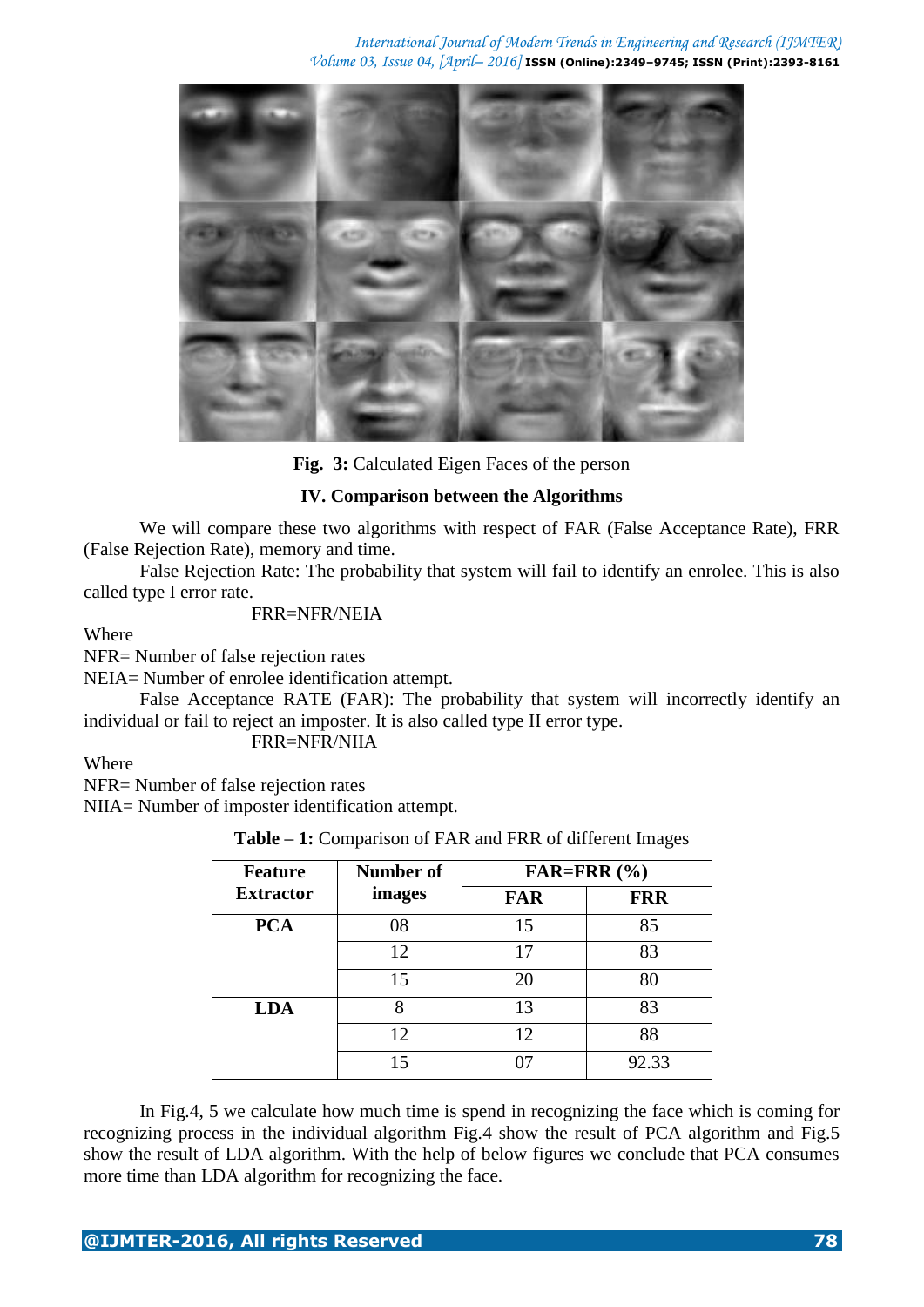Fig. 3: Calculated Eigen Faces of the person

## IV. Comparison between the Algorithms

We will compare these two algorithms with respect of FAR (False Acceptance Rate), FRR (False Rejection Rate), memory and time.

False Rejection Rate: The probability that system will fail to identify an enrolee. This is also called type I error rate.

FRR=NFR/NEIA

Where

NFR= Number of false rejection rates

NEIA= Number of enrolee identification attempt.

False Acceptance RATE (FAR): The probability that system will incorrectly identify an individual or fail to reject an imposter. It is also called type II error type.

FRR=NFR/NIIA

Where

NFR= Number of false rejection rates

NIIA= Number of imposter identification attempt.

**Table – 1:** Comparison of FAR and FRR of different Images

| Feature Extractor | Number of images | FAR=FRR (%) | |
|---|---|---|---|
| | | FAR | FRR |
| PCA | 08 | 15 | 85 |
| | 12 | 17 | 83 |
| | 15 | 20 | 80 |
| LDA | 8 | 13 | 83 |
| | 12 | 12 | 88 |
| | 15 | 07 | 92.33 |

In Fig.4, 5 we calculate how much time is spend in recognizing the face which is coming for recognizing process in the individual algorithm Fig.4 show the result of PCA algorithm and Fig.5 show the result of LDA algorithm. With the help of below figures we conclude that PCA consumes more time than LDA algorithm for recognizing the face.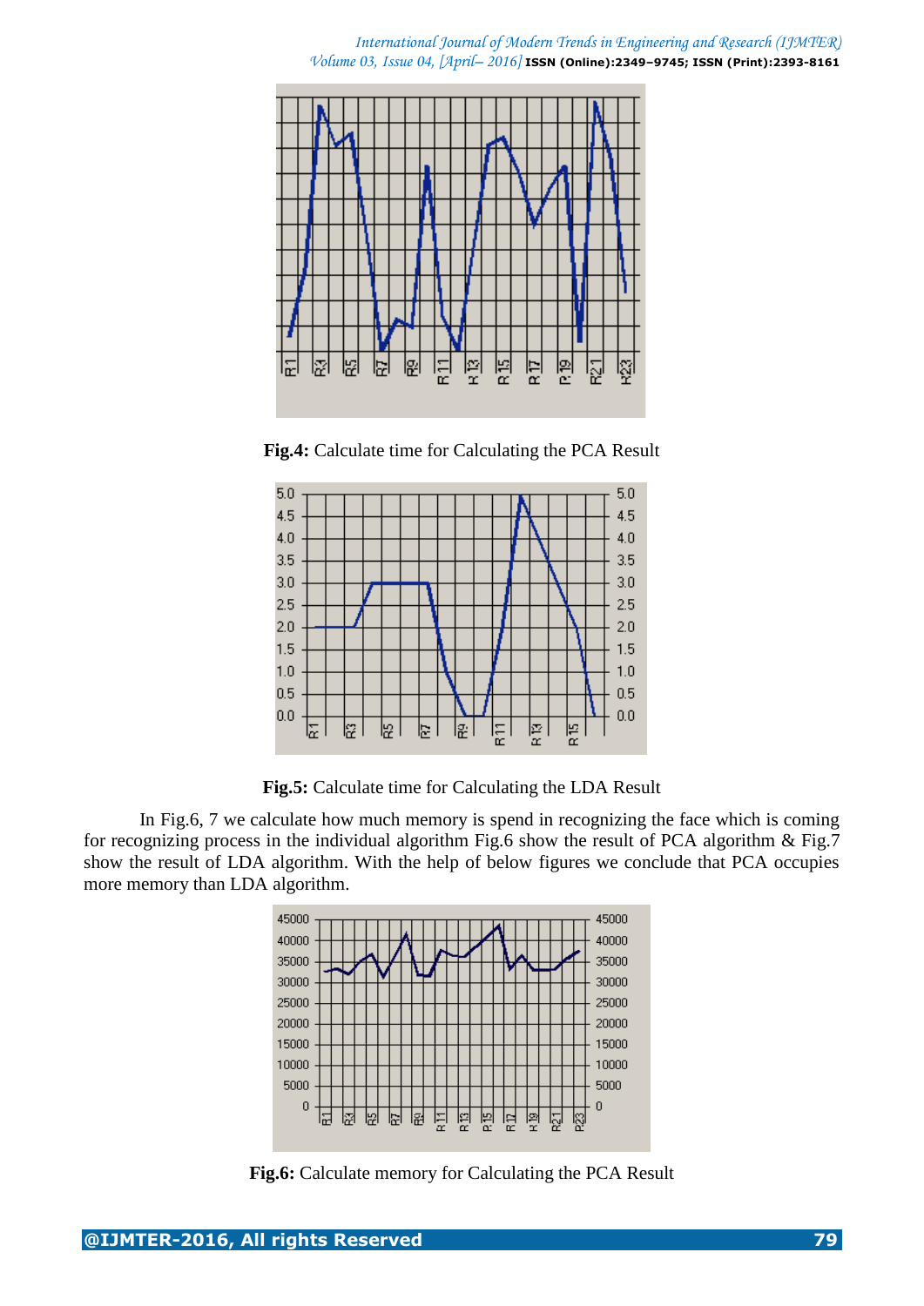**Fig.4:** Calculate time for Calculating the PCA Result

**Fig.5:** Calculate time for Calculating the LDA Result

In Fig.6, 7 we calculate how much memory is spend in recognizing the face which is coming for recognizing process in the individual algorithm Fig.6 show the result of PCA algorithm & Fig.7 show the result of LDA algorithm. With the help of below figures we conclude that PCA occupies more memory than LDA algorithm.

**Fig.6:** Calculate memory for Calculating the PCA Result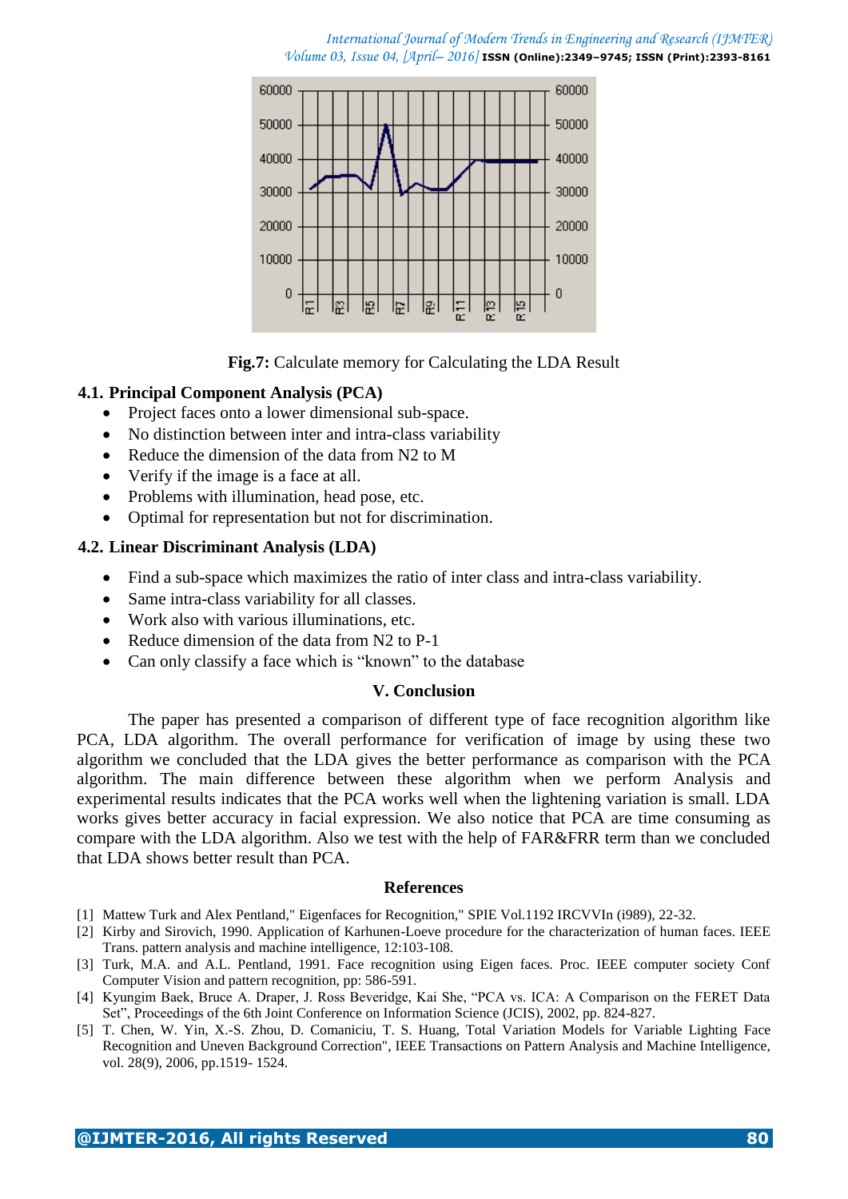**Fig.7:** Calculate memory for Calculating the LDA Result

### 4.1. Principal Component Analysis (PCA)

- Project faces onto a lower dimensional sub-space.
- No distinction between inter and intra-class variability
- Reduce the dimension of the data from N2 to M
- Verify if the image is a face at all.
- Problems with illumination, head pose, etc.
- Optimal for representation but not for discrimination.

### 4.2. Linear Discriminant Analysis (LDA)

- Find a sub-space which maximizes the ratio of inter class and intra-class variability.
- Same intra-class variability for all classes.
- Work also with various illuminations, etc.
- Reduce dimension of the data from N2 to P-1
- Can only classify a face which is "known" to the database

## V. Conclusion

The paper has presented a comparison of different type of face recognition algorithm like PCA, LDA algorithm. The overall performance for verification of image by using these two algorithm we concluded that the LDA gives the better performance as comparison with the PCA algorithm. The main difference between these algorithm when we perform Analysis and experimental results indicates that the PCA works well when the lightening variation is small. LDA works gives better accuracy in facial expression. We also notice that PCA are time consuming as compare with the LDA algorithm. Also we test with the help of FAR&FRR term than we concluded that LDA shows better result than PCA.

## References

[1] Mattew Turk and Alex Pentland," Eigenfaces for Recognition," SPIE Vol.1192 IRCVVIn (i989), 22-32.

[2] Kirby and Sirovich, 1990. Application of Karhunen-Loeve procedure for the characterization of human faces. IEEE Trans. pattern analysis and machine intelligence, 12:103-108.

[3] Turk, M.A. and A.L. Pentland, 1991. Face recognition using Eigen faces. Proc. IEEE computer society Conf Computer Vision and pattern recognition, pp: 586-591.

[4] Kyungim Baek, Bruce A. Draper, J. Ross Beveridge, Kai She, "PCA vs. ICA: A Comparison on the FERET Data Set", Proceedings of the 6th Joint Conference on Information Science (JCIS), 2002, pp. 824-827.

[5] T. Chen, W. Yin, X.-S. Zhou, D. Comaniciu, T. S. Huang, Total Variation Models for Variable Lighting Face Recognition and Uneven Background Correction", IEEE Transactions on Pattern Analysis and Machine Intelligence, vol. 28(9), 2006, pp.1519- 1524.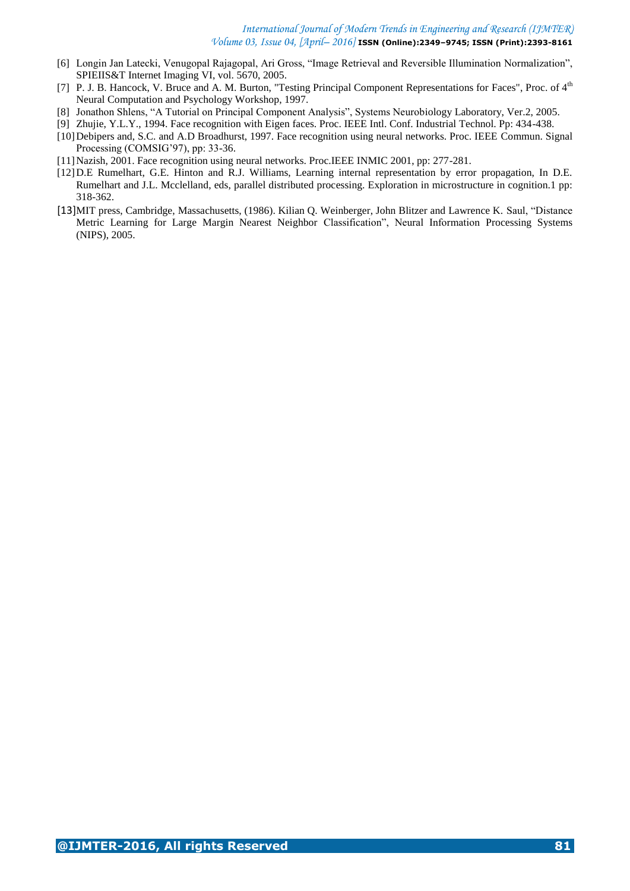[6] Longin Jan Latecki, Venugopal Rajagopal, Ari Gross, “Image Retrieval and Reversible Illumination Normalization”, SPIEIIS&T Internet Imaging VI, vol. 5670, 2005.

[7] P. J. B. Hancock, V. Bruce and A. M. Burton, "Testing Principal Component Representations for Faces", Proc. of 4th Neural Computation and Psychology Workshop, 1997.

[8] Jonathon Shlens, “A Tutorial on Principal Component Analysis”, Systems Neurobiology Laboratory, Ver.2, 2005.

[9] Zhujie, Y.L.Y., 1994. Face recognition with Eigen faces. Proc. IEEE Intl. Conf. Industrial Technol. Pp: 434-438.

[10] Debipers and, S.C. and A.D Broadhurst, 1997. Face recognition using neural networks. Proc. IEEE Commun. Signal Processing (COMSIG’97), pp: 33-36.

[11] Nazish, 2001. Face recognition using neural networks. Proc.IEEE INMIC 2001, pp: 277-281.

[12] D.E Rumelhart, G.E. Hinton and R.J. Williams, Learning internal representation by error propagation, In D.E. Rumelhart and J.L. Mcclelland, eds, parallel distributed processing. Exploration in microstructure in cognition.1 pp: 318-362.

[13] MIT press, Cambridge, Massachusetts, (1986). Kilian Q. Weinberger, John Blitzer and Lawrence K. Saul, “Distance Metric Learning for Large Margin Nearest Neighbor Classification”, Neural Information Processing Systems (NIPS), 2005.